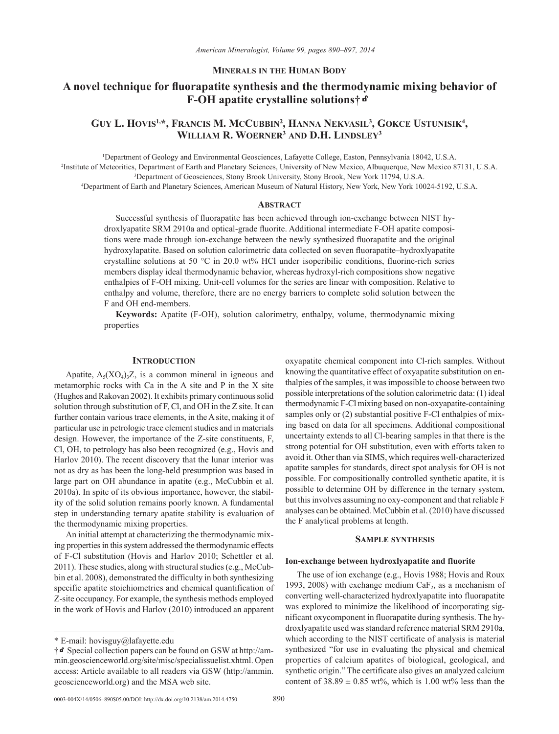Minerals in the Human Body

# A novel technique for fluorapatite synthesis and the thermodynamic mixing behavior of F-OH apatite crystalline solutions†

## Guy L. Hovis[1,*], Francis M. McCubbin[2], Hanna Nekvasil[3], Gokce Ustunisik[4], William R. Woerner[3] and D.H. Lindsley[3]

[1]Department of Geology and Environmental Geosciences, Lafayette College, Easton, Pennsylvania 18042, U.S.A.
[2]Institute of Meteoritics, Department of Earth and Planetary Sciences, University of New Mexico, Albuquerque, New Mexico 87131, U.S.A.
[3]Department of Geosciences, Stony Brook University, Stony Brook, New York 11794, U.S.A.
[4]Department of Earth and Planetary Sciences, American Museum of Natural History, New York, New York 10024-5192, U.S.A.

### Abstract

Successful synthesis of fluorapatite has been achieved through ion-exchange between NIST hydroxlyapatite SRM 2910a and optical-grade fluorite. Additional intermediate F-OH apatite compositions were made through ion-exchange between the newly synthesized fluorapatite and the original hydroxylapatite. Based on solution calorimetric data collected on seven fluorapatite–hydroxylapatite crystalline solutions at 50 °C in 20.0 wt% HCl under isoperibilic conditions, fluorine-rich series members display ideal thermodynamic behavior, whereas hydroxyl-rich compositions show negative enthalpies of F-OH mixing. Unit-cell volumes for the series are linear with composition. Relative to enthalpy and volume, therefore, there are no energy barriers to complete solid solution between the F and OH end-members.

**Keywords:** Apatite (F-OH), solution calorimetry, enthalpy, volume, thermodynamic mixing properties

### Introduction

Apatite, $A_5(XO_4)_3Z$, is a common mineral in igneous and metamorphic rocks with Ca in the A site and P in the X site (Hughes and Rakovan 2002). It exhibits primary continuous solid solution through substitution of F, Cl, and OH in the Z site. It can further contain various trace elements, in the A site, making it of particular use in petrologic trace element studies and in materials design. However, the importance of the Z-site constituents, F, Cl, OH, to petrology has also been recognized (e.g., Hovis and Harlov 2010). The recent discovery that the lunar interior was not as dry as has been the long-held presumption was based in large part on OH abundance in apatite (e.g., McCubbin et al. 2010a). In spite of its obvious importance, however, the stability of the solid solution remains poorly known. A fundamental step in understanding ternary apatite stability is evaluation of the thermodynamic mixing properties.

An initial attempt at characterizing the thermodynamic mixing properties in this system addressed the thermodynamic effects of F-Cl substitution (Hovis and Harlov 2010; Schettler et al. 2011). These studies, along with structural studies (e.g., McCubbin et al. 2008), demonstrated the difficulty in both synthesizing specific apatite stoichiometries and chemical quantification of Z-site occupancy. For example, the synthesis methods employed in the work of Hovis and Harlov (2010) introduced an apparent oxyapatite chemical component into Cl-rich samples. Without knowing the quantitative effect of oxyapatite substitution on enthalpies of the samples, it was impossible to choose between two possible interpretations of the solution calorimetric data: (1) ideal thermodynamic F-Cl mixing based on non-oxyapatite-containing samples only or (2) substantial positive F-Cl enthalpies of mixing based on data for all specimens. Additional compositional uncertainty extends to all Cl-bearing samples in that there is the strong potential for OH substitution, even with efforts taken to avoid it. Other than via SIMS, which requires well-characterized apatite samples for standards, direct spot analysis for OH is not possible. For compositionally controlled synthetic apatite, it is possible to determine OH by difference in the ternary system, but this involves assuming no oxy-component and that reliable F analyses can be obtained. McCubbin et al. (2010) have discussed the F analytical problems at length.

### Sample synthesis

#### Ion-exchange between hydroxlyapatite and fluorite

The use of ion exchange (e.g., Hovis 1988; Hovis and Roux 1993, 2008) with exchange medium $CaF_2$, as a mechanism of converting well-characterized hydroxlyapatite into fluorapatite was explored to minimize the likelihood of incorporating significant oxycomponent in fluorapatite during synthesis. The hydroxlyapatite used was standard reference material SRM 2910a, which according to the NIST certificate of analysis is material synthesized "for use in evaluating the physical and chemical properties of calcium apatites of biological, geological, and synthetic origin." The certificate also gives an analyzed calcium content of 38.89 ± 0.85 wt%, which is 1.00 wt% less than the

* E-mail: hovisguy@lafayette.edu

† Special collection papers can be found on GSW at http://ammin.geoscienceworld.org/site/misc/specialissuelist.xhtml. Open access: Article available to all readers via GSW (http://ammin.geoscienceworld.org) and the MSA web site.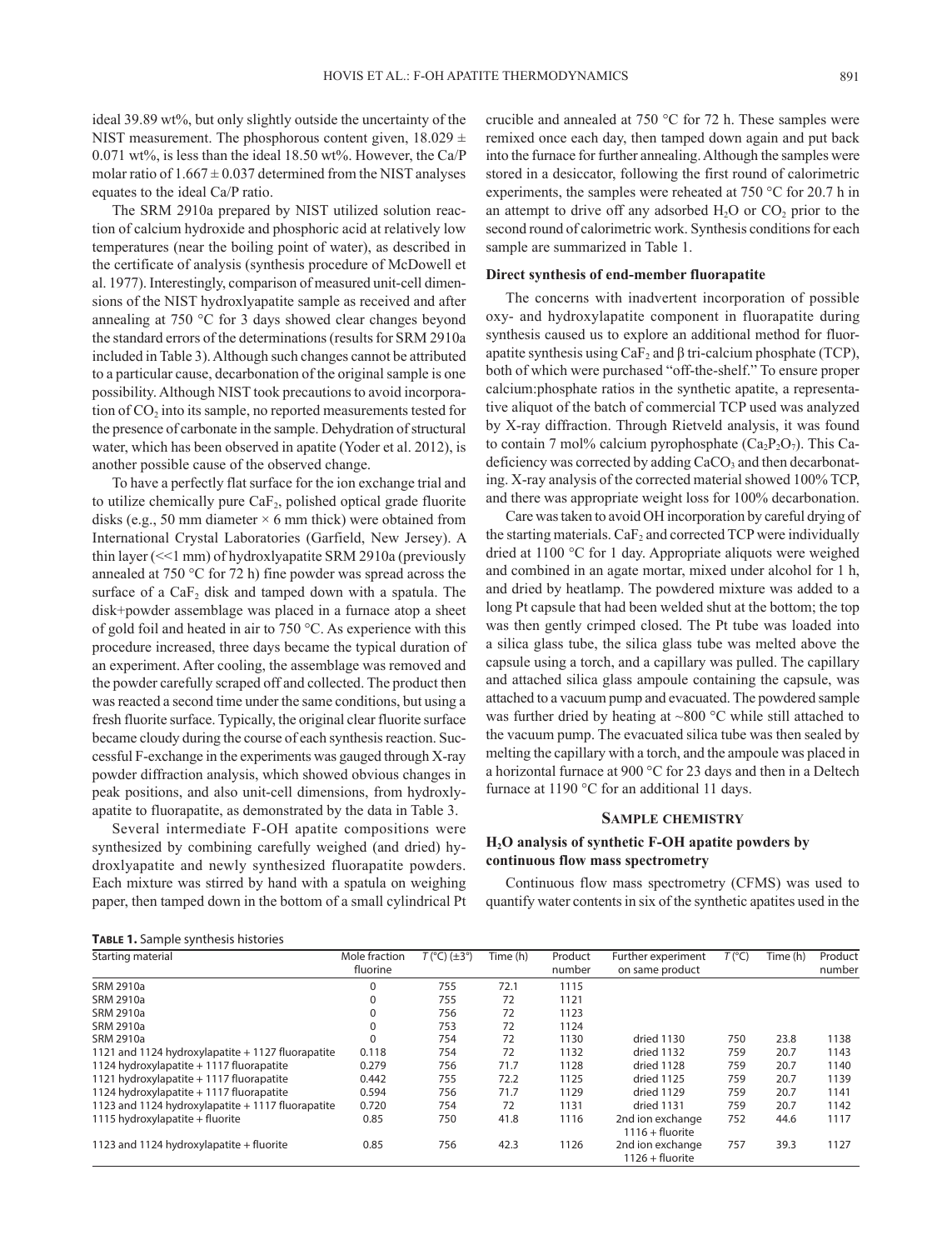ideal 39.89 wt%, but only slightly outside the uncertainty of the NIST measurement. The phosphorous content given, 18.029 ± 0.071 wt%, is less than the ideal 18.50 wt%. However, the Ca/P molar ratio of 1.667 ± 0.037 determined from the NIST analyses equates to the ideal Ca/P ratio.

The SRM 2910a prepared by NIST utilized solution reaction of calcium hydroxide and phosphoric acid at relatively low temperatures (near the boiling point of water), as described in the certificate of analysis (synthesis procedure of McDowell et al. 1977). Interestingly, comparison of measured unit-cell dimensions of the NIST hydroxlyapatite sample as received and after annealing at 750 °C for 3 days showed clear changes beyond the standard errors of the determinations (results for SRM 2910a included in Table 3). Although such changes cannot be attributed to a particular cause, decarbonation of the original sample is one possibility. Although NIST took precautions to avoid incorporation of $CO_2$ into its sample, no reported measurements tested for the presence of carbonate in the sample. Dehydration of structural water, which has been observed in apatite (Yoder et al. 2012), is another possible cause of the observed change.

To have a perfectly flat surface for the ion exchange trial and to utilize chemically pure $CaF_2$, polished optical grade fluorite disks (e.g., 50 mm diameter × 6 mm thick) were obtained from International Crystal Laboratories (Garfield, New Jersey). A thin layer (<<1 mm) of hydroxlyapatite SRM 2910a (previously annealed at 750 °C for 72 h) fine powder was spread across the surface of a $CaF_2$ disk and tamped down with a spatula. The disk+powder assemblage was placed in a furnace atop a sheet of gold foil and heated in air to 750 °C. As experience with this procedure increased, three days became the typical duration of an experiment. After cooling, the assemblage was removed and the powder carefully scraped off and collected. The product then was reacted a second time under the same conditions, but using a fresh fluorite surface. Typically, the original clear fluorite surface became cloudy during the course of each synthesis reaction. Successful F-exchange in the experiments was gauged through X-ray powder diffraction analysis, which showed obvious changes in peak positions, and also unit-cell dimensions, from hydroxlyapatite to fluorapatite, as demonstrated by the data in Table 3.

Several intermediate F-OH apatite compositions were synthesized by combining carefully weighed (and dried) hydroxlyapatite and newly synthesized fluorapatite powders. Each mixture was stirred by hand with a spatula on weighing paper, then tamped down in the bottom of a small cylindrical Pt crucible and annealed at 750 °C for 72 h. These samples were remixed once each day, then tamped down again and put back into the furnace for further annealing. Although the samples were stored in a desiccator, following the first round of calorimetric experiments, the samples were reheated at 750 °C for 20.7 h in an attempt to drive off any adsorbed $H_2O$ or $CO_2$ prior to the second round of calorimetric work. Synthesis conditions for each sample are summarized in Table 1.

### Direct synthesis of end-member fluorapatite

The concerns with inadvertent incorporation of possible oxy- and hydroxylapatite component in fluorapatite during synthesis caused us to explore an additional method for fluorapatite synthesis using $CaF_2$ and β tri-calcium phosphate (TCP), both of which were purchased "off-the-shelf." To ensure proper calcium:phosphate ratios in the synthetic apatite, a representative aliquot of the batch of commercial TCP used was analyzed by X-ray diffraction. Through Rietveld analysis, it was found to contain 7 mol% calcium pyrophosphate ($Ca_2P_2O_7$). This Ca-deficiency was corrected by adding $CaCO_3$ and then decarbonating. X-ray analysis of the corrected material showed 100% TCP, and there was appropriate weight loss for 100% decarbonation.

Care was taken to avoid OH incorporation by careful drying of the starting materials. $CaF_2$ and corrected TCP were individually dried at 1100 °C for 1 day. Appropriate aliquots were weighed and combined in an agate mortar, mixed under alcohol for 1 h, and dried by heatlamp. The powdered mixture was added to a long Pt capsule that had been welded shut at the bottom; the top was then gently crimped closed. The Pt tube was loaded into a silica glass tube, the silica glass tube was melted above the capsule using a torch, and a capillary was pulled. The capillary and attached silica glass ampoule containing the capsule, was attached to a vacuum pump and evacuated. The powdered sample was further dried by heating at ~800 °C while still attached to the vacuum pump. The evacuated silica tube was then sealed by melting the capillary with a torch, and the ampoule was placed in a horizontal furnace at 900 °C for 23 days and then in a Deltech furnace at 1190 °C for an additional 11 days.

## Sample chemistry

### $H_2O$ analysis of synthetic F-OH apatite powders by continuous flow mass spectrometry

Continuous flow mass spectrometry (CFMS) was used to quantify water contents in six of the synthetic apatites used in the

**Table 1.** Sample synthesis histories

| Starting material | Mole fraction fluorine | $T$ (°C) (±3°) | Time (h) | Product number | Further experiment on same product | $T$ (°C) | Time (h) | Product number |
|---|---|---|---|---|---|---|---|---|
| SRM 2910a | 0 | 755 | 72.1 | 1115 | | | | |
| SRM 2910a | 0 | 755 | 72 | 1121 | | | | |
| SRM 2910a | 0 | 756 | 72 | 1123 | | | | |
| SRM 2910a | 0 | 753 | 72 | 1124 | | | | |
| SRM 2910a | 0 | 754 | 72 | 1130 | dried 1130 | 750 | 23.8 | 1138 |
| 1121 and 1124 hydroxylapatite + 1127 fluorapatite | 0.118 | 754 | 72 | 1132 | dried 1132 | 759 | 20.7 | 1143 |
| 1124 hydroxylapatite + 1117 fluorapatite | 0.279 | 756 | 71.7 | 1128 | dried 1128 | 759 | 20.7 | 1140 |
| 1121 hydroxylapatite + 1117 fluorapatite | 0.442 | 755 | 72.2 | 1125 | dried 1125 | 759 | 20.7 | 1139 |
| 1124 hydroxylapatite + 1117 fluorapatite | 0.594 | 756 | 71.7 | 1129 | dried 1129 | 759 | 20.7 | 1141 |
| 1123 and 1124 hydroxylapatite + 1117 fluorapatite | 0.720 | 754 | 72 | 1131 | dried 1131 | 759 | 20.7 | 1142 |
| 1115 hydroxylapatite + fluorite | 0.85 | 750 | 41.8 | 1116 | 2nd ion exchange 1116 + fluorite | 752 | 44.6 | 1117 |
| 1123 and 1124 hydroxylapatite + fluorite | 0.85 | 756 | 42.3 | 1126 | 2nd ion exchange 1126 + fluorite | 757 | 39.3 | 1127 |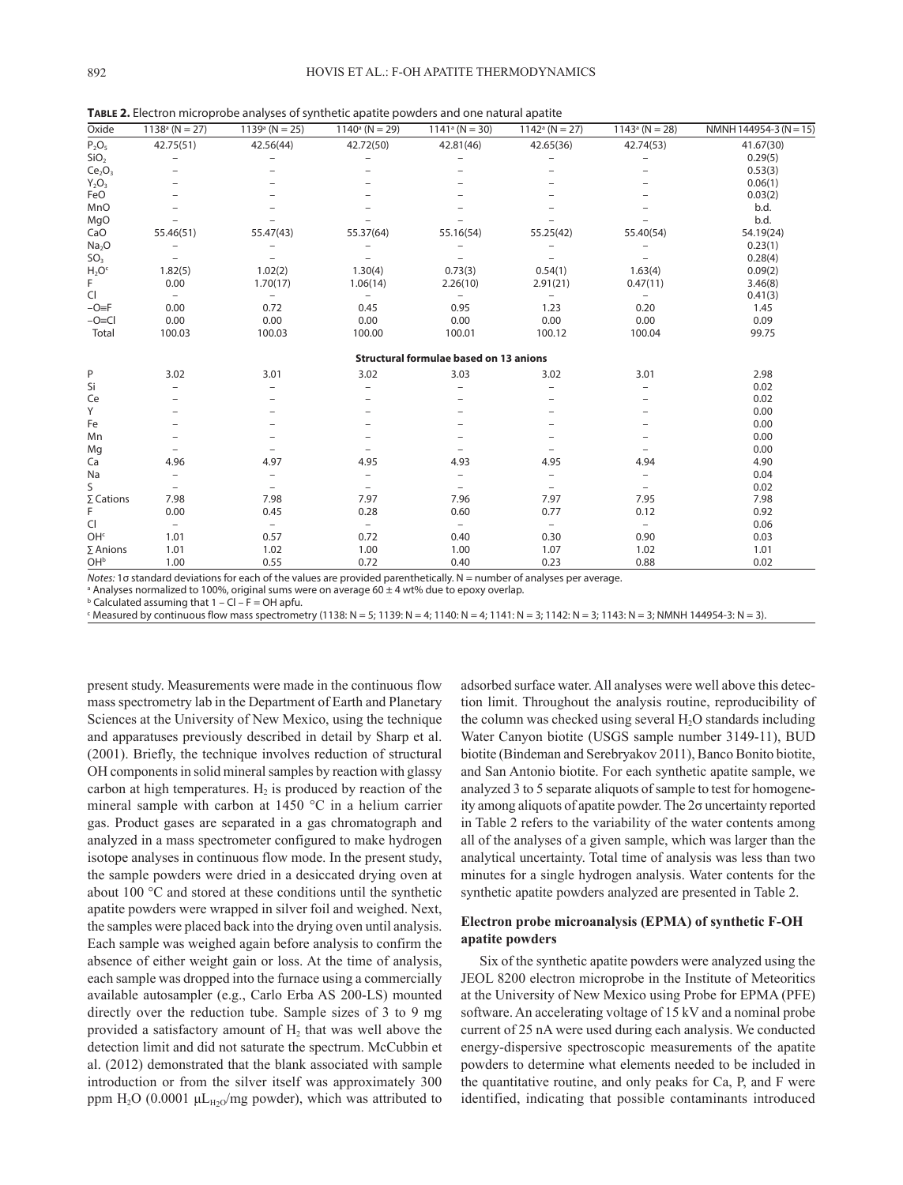**TABLE 2.** Electron microprobe analyses of synthetic apatite powders and one natural apatite

| Oxide | 1138[a] (N = 27) | 1139[a] (N = 25) | 1140[a] (N = 29) | 1141[a] (N = 30) | 1142[a] (N = 27) | 1143[a] (N = 28) | NMNH 144954-3 (N = 15) |
|---|---|---|---|---|---|---|---|
| $P_2O_5$ | 42.75(51) | 42.56(44) | 42.72(50) | 42.81(46) | 42.65(36) | 42.74(53) | 41.67(30) |
| $SiO_2$ | – | – | – | – | – | – | 0.29(5) |
| $Ce_2O_3$ | – | – | – | – | – | – | 0.53(3) |
| $Y_2O_3$ | – | – | – | – | – | – | 0.06(1) |
| FeO | – | – | – | – | – | – | 0.03(2) |
| MnO | – | – | – | – | – | – | b.d. |
| MgO | – | – | – | – | – | – | b.d. |
| CaO | 55.46(51) | 55.47(43) | 55.37(64) | 55.16(54) | 55.25(42) | 55.40(54) | 54.19(24) |
| $Na_2O$ | – | – | – | – | – | – | 0.23(1) |
| $SO_3$ | – | – | – | – | – | – | 0.28(4) |
| $H_2O$[c] | 1.82(5) | 1.02(2) | 1.30(4) | 0.73(3) | 0.54(1) | 1.63(4) | 0.09(2) |
| F | 0.00 | 1.70(17) | 1.06(14) | 2.26(10) | 2.91(21) | 0.47(11) | 3.46(8) |
| Cl | – | – | – | – | – | – | 0.41(3) |
| –O≡F | 0.00 | 0.72 | 0.45 | 0.95 | 1.23 | 0.20 | 1.45 |
| –O≡Cl | 0.00 | 0.00 | 0.00 | 0.00 | 0.00 | 0.00 | 0.09 |
| Total | 100.03 | 100.03 | 100.00 | 100.01 | 100.12 | 100.04 | 99.75 |
| | | | | **Structural formulae based on 13 anions** | | | |
| P | 3.02 | 3.01 | 3.02 | 3.03 | 3.02 | 3.01 | 2.98 |
| Si | – | – | – | – | – | – | 0.02 |
| Ce | – | – | – | – | – | – | 0.02 |
| Y | – | – | – | – | – | – | 0.00 |
| Fe | – | – | – | – | – | – | 0.00 |
| Mn | – | – | – | – | – | – | 0.00 |
| Mg | – | – | – | – | – | – | 0.00 |
| Ca | 4.96 | 4.97 | 4.95 | 4.93 | 4.95 | 4.94 | 4.90 |
| Na | – | – | – | – | – | – | 0.04 |
| S | – | – | – | – | – | – | 0.02 |
| ∑ Cations | 7.98 | 7.98 | 7.97 | 7.96 | 7.97 | 7.95 | 7.98 |
| F | 0.00 | 0.45 | 0.28 | 0.60 | 0.77 | 0.12 | 0.92 |
| Cl | – | – | – | – | – | – | 0.06 |
| OH[c] | 1.01 | 0.57 | 0.72 | 0.40 | 0.30 | 0.90 | 0.03 |
| ∑ Anions | 1.01 | 1.02 | 1.00 | 1.00 | 1.07 | 1.02 | 1.01 |
| OH[b] | 1.00 | 0.55 | 0.72 | 0.40 | 0.23 | 0.88 | 0.02 |

*Notes:* 1σ standard deviations for each of the values are provided parenthetically. N = number of analyses per average.
[a] Analyses normalized to 100%, original sums were on average 60 ± 4 wt% due to epoxy overlap.
[b] Calculated assuming that 1 – Cl – F = OH apfu.
[c] Measured by continuous flow mass spectrometry (1138: N = 5; 1139: N = 4; 1140: N = 4; 1141: N = 3; 1142: N = 3; 1143: N = 3; NMNH 144954-3: N = 3).

present study. Measurements were made in the continuous flow mass spectrometry lab in the Department of Earth and Planetary Sciences at the University of New Mexico, using the technique and apparatuses previously described in detail by Sharp et al. (2001). Briefly, the technique involves reduction of structural OH components in solid mineral samples by reaction with glassy carbon at high temperatures. $H_2$ is produced by reaction of the mineral sample with carbon at 1450 °C in a helium carrier gas. Product gases are separated in a gas chromatograph and analyzed in a mass spectrometer configured to make hydrogen isotope analyses in continuous flow mode. In the present study, the sample powders were dried in a desiccated drying oven at about 100 °C and stored at these conditions until the synthetic apatite powders were wrapped in silver foil and weighed. Next, the samples were placed back into the drying oven until analysis. Each sample was weighed again before analysis to confirm the absence of either weight gain or loss. At the time of analysis, each sample was dropped into the furnace using a commercially available autosampler (e.g., Carlo Erba AS 200-LS) mounted directly over the reduction tube. Sample sizes of 3 to 9 mg provided a satisfactory amount of $H_2$ that was well above the detection limit and did not saturate the spectrum. McCubbin et al. (2012) demonstrated that the blank associated with sample introduction or from the silver itself was approximately 300 ppm $H_2O$ (0.0001 $\mu L_{H_2O}$/mg powder), which was attributed to adsorbed surface water. All analyses were well above this detection limit. Throughout the analysis routine, reproducibility of the column was checked using several $H_2O$ standards including Water Canyon biotite (USGS sample number 3149-11), BUD biotite (Bindeman and Serebryakov 2011), Banco Bonito biotite, and San Antonio biotite. For each synthetic apatite sample, we analyzed 3 to 5 separate aliquots of sample to test for homogeneity among aliquots of apatite powder. The 2σ uncertainty reported in Table 2 refers to the variability of the water contents among all of the analyses of a given sample, which was larger than the analytical uncertainty. Total time of analysis was less than two minutes for a single hydrogen analysis. Water contents for the synthetic apatite powders analyzed are presented in Table 2.

### Electron probe microanalysis (EPMA) of synthetic F-OH apatite powders

Six of the synthetic apatite powders were analyzed using the JEOL 8200 electron microprobe in the Institute of Meteoritics at the University of New Mexico using Probe for EPMA (PFE) software. An accelerating voltage of 15 kV and a nominal probe current of 25 nA were used during each analysis. We conducted energy-dispersive spectroscopic measurements of the apatite powders to determine what elements needed to be included in the quantitative routine, and only peaks for Ca, P, and F were identified, indicating that possible contaminants introduced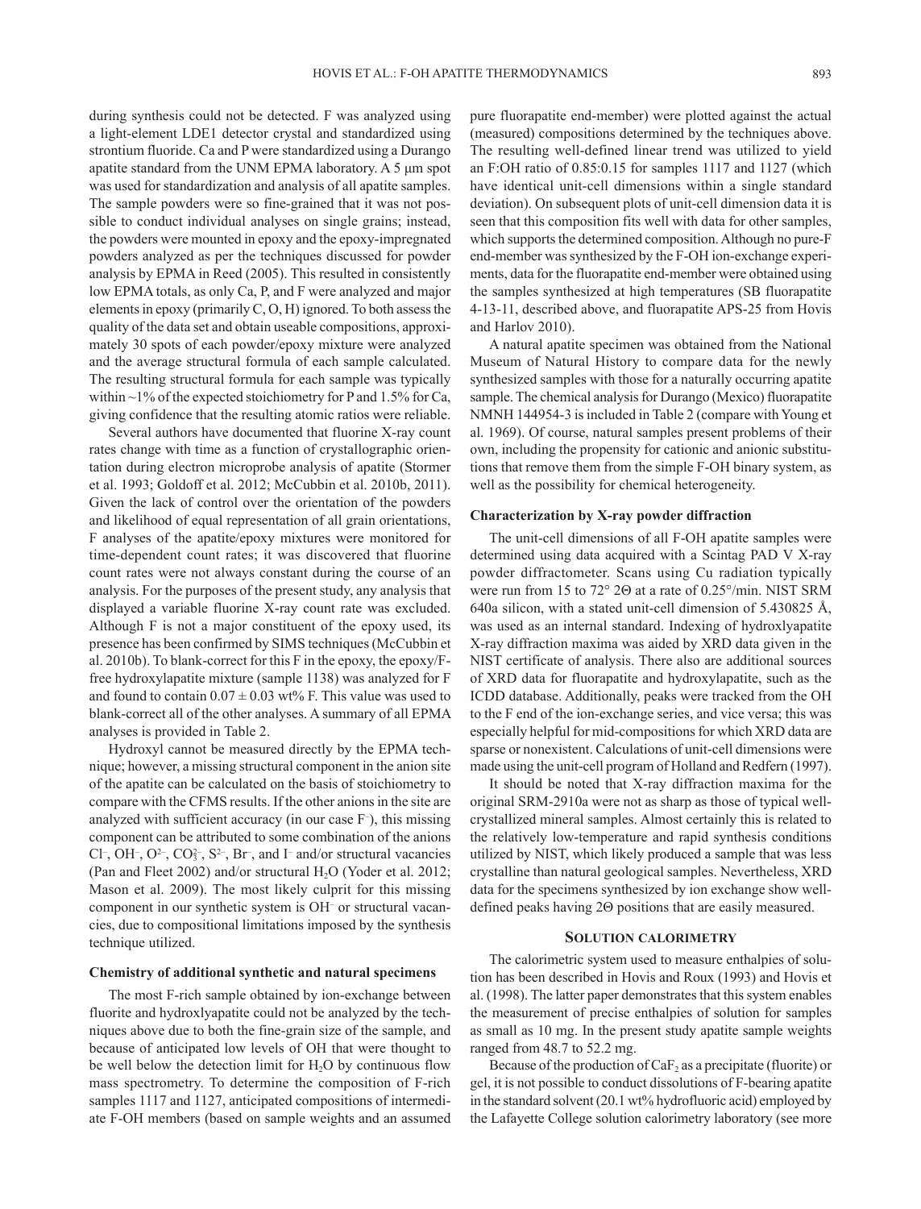during synthesis could not be detected. F was analyzed using a light-element LDE1 detector crystal and standardized using strontium fluoride. Ca and P were standardized using a Durango apatite standard from the UNM EPMA laboratory. A 5 μm spot was used for standardization and analysis of all apatite samples. The sample powders were so fine-grained that it was not possible to conduct individual analyses on single grains; instead, the powders were mounted in epoxy and the epoxy-impregnated powders analyzed as per the techniques discussed for powder analysis by EPMA in Reed (2005). This resulted in consistently low EPMA totals, as only Ca, P, and F were analyzed and major elements in epoxy (primarily C, O, H) ignored. To both assess the quality of the data set and obtain useable compositions, approximately 30 spots of each powder/epoxy mixture were analyzed and the average structural formula of each sample calculated. The resulting structural formula for each sample was typically within ~1% of the expected stoichiometry for P and 1.5% for Ca, giving confidence that the resulting atomic ratios were reliable.

Several authors have documented that fluorine X-ray count rates change with time as a function of crystallographic orientation during electron microprobe analysis of apatite (Stormer et al. 1993; Goldoff et al. 2012; McCubbin et al. 2010b, 2011). Given the lack of control over the orientation of the powders and likelihood of equal representation of all grain orientations, F analyses of the apatite/epoxy mixtures were monitored for time-dependent count rates; it was discovered that fluorine count rates were not always constant during the course of an analysis. For the purposes of the present study, any analysis that displayed a variable fluorine X-ray count rate was excluded. Although F is not a major constituent of the epoxy used, its presence has been confirmed by SIMS techniques (McCubbin et al. 2010b). To blank-correct for this F in the epoxy, the epoxy/F-free hydroxylapatite mixture (sample 1138) was analyzed for F and found to contain 0.07 ± 0.03 wt% F. This value was used to blank-correct all of the other analyses. A summary of all EPMA analyses is provided in Table 2.

Hydroxyl cannot be measured directly by the EPMA technique; however, a missing structural component in the anion site of the apatite can be calculated on the basis of stoichiometry to compare with the CFMS results. If the other anions in the site are analyzed with sufficient accuracy (in our case $F^-$), this missing component can be attributed to some combination of the anions $Cl^-$, $OH^-$, $O^{2-}$, $CO_3^{2-}$, $S^{2-}$, $Br^-$, and $I^-$ and/or structural vacancies (Pan and Fleet 2002) and/or structural $H_2O$ (Yoder et al. 2012; Mason et al. 2009). The most likely culprit for this missing component in our synthetic system is $OH^-$ or structural vacancies, due to compositional limitations imposed by the synthesis technique utilized.

### Chemistry of additional synthetic and natural specimens

The most F-rich sample obtained by ion-exchange between fluorite and hydroxlyapatite could not be analyzed by the techniques above due to both the fine-grain size of the sample, and because of anticipated low levels of OH that were thought to be well below the detection limit for $H_2O$ by continuous flow mass spectrometry. To determine the composition of F-rich samples 1117 and 1127, anticipated compositions of intermediate F-OH members (based on sample weights and an assumed pure fluorapatite end-member) were plotted against the actual (measured) compositions determined by the techniques above. The resulting well-defined linear trend was utilized to yield an F:OH ratio of 0.85:0.15 for samples 1117 and 1127 (which have identical unit-cell dimensions within a single standard deviation). On subsequent plots of unit-cell dimension data it is seen that this composition fits well with data for other samples, which supports the determined composition. Although no pure-F end-member was synthesized by the F-OH ion-exchange experiments, data for the fluorapatite end-member were obtained using the samples synthesized at high temperatures (SB fluorapatite 4-13-11, described above, and fluorapatite APS-25 from Hovis and Harlov 2010).

A natural apatite specimen was obtained from the National Museum of Natural History to compare data for the newly synthesized samples with those for a naturally occurring apatite sample. The chemical analysis for Durango (Mexico) fluorapatite NMNH 144954-3 is included in Table 2 (compare with Young et al. 1969). Of course, natural samples present problems of their own, including the propensity for cationic and anionic substitutions that remove them from the simple F-OH binary system, as well as the possibility for chemical heterogeneity.

### Characterization by X-ray powder diffraction

The unit-cell dimensions of all F-OH apatite samples were determined using data acquired with a Scintag PAD V X-ray powder diffractometer. Scans using Cu radiation typically were run from 15 to 72° 2Θ at a rate of 0.25°/min. NIST SRM 640a silicon, with a stated unit-cell dimension of 5.430825 Å, was used as an internal standard. Indexing of hydroxlyapatite X-ray diffraction maxima was aided by XRD data given in the NIST certificate of analysis. There also are additional sources of XRD data for fluorapatite and hydroxylapatite, such as the ICDD database. Additionally, peaks were tracked from the OH to the F end of the ion-exchange series, and vice versa; this was especially helpful for mid-compositions for which XRD data are sparse or nonexistent. Calculations of unit-cell dimensions were made using the unit-cell program of Holland and Redfern (1997).

It should be noted that X-ray diffraction maxima for the original SRM-2910a were not as sharp as those of typical well-crystallized mineral samples. Almost certainly this is related to the relatively low-temperature and rapid synthesis conditions utilized by NIST, which likely produced a sample that was less crystalline than natural geological samples. Nevertheless, XRD data for the specimens synthesized by ion exchange show well-defined peaks having 2Θ positions that are easily measured.

## Solution calorimetry

The calorimetric system used to measure enthalpies of solution has been described in Hovis and Roux (1993) and Hovis et al. (1998). The latter paper demonstrates that this system enables the measurement of precise enthalpies of solution for samples as small as 10 mg. In the present study apatite sample weights ranged from 48.7 to 52.2 mg.

Because of the production of $CaF_2$ as a precipitate (fluorite) or gel, it is not possible to conduct dissolutions of F-bearing apatite in the standard solvent (20.1 wt% hydrofluoric acid) employed by the Lafayette College solution calorimetry laboratory (see more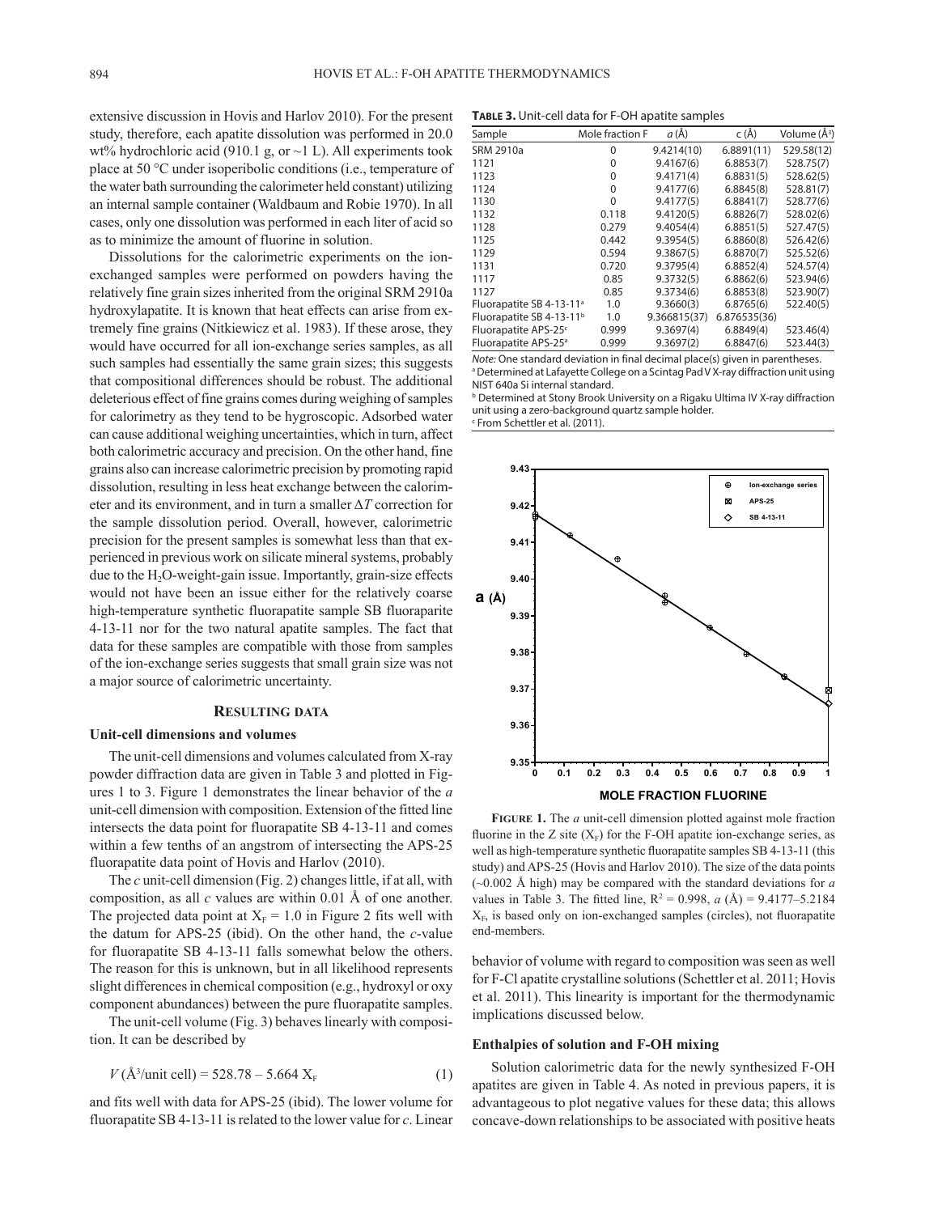extensive discussion in Hovis and Harlov 2010). For the present study, therefore, each apatite dissolution was performed in 20.0 wt% hydrochloric acid (910.1 g, or ~1 L). All experiments took place at 50 °C under isoperibolic conditions (i.e., temperature of the water bath surrounding the calorimeter held constant) utilizing an internal sample container (Waldbaum and Robie 1970). In all cases, only one dissolution was performed in each liter of acid so as to minimize the amount of fluorine in solution.

Dissolutions for the calorimetric experiments on the ion-exchanged samples were performed on powders having the relatively fine grain sizes inherited from the original SRM 2910a hydroxylapatite. It is known that heat effects can arise from extremely fine grains (Nitkiewicz et al. 1983). If these arose, they would have occurred for all ion-exchange series samples, as all such samples had essentially the same grain sizes; this suggests that compositional differences should be robust. The additional deleterious effect of fine grains comes during weighing of samples for calorimetry as they tend to be hygroscopic. Adsorbed water can cause additional weighing uncertainties, which in turn, affect both calorimetric accuracy and precision. On the other hand, fine grains also can increase calorimetric precision by promoting rapid dissolution, resulting in less heat exchange between the calorimeter and its environment, and in turn a smaller $\Delta T$ correction for the sample dissolution period. Overall, however, calorimetric precision for the present samples is somewhat less than that experienced in previous work on silicate mineral systems, probably due to the $H_2O$-weight-gain issue. Importantly, grain-size effects would not have been an issue either for the relatively coarse high-temperature synthetic fluorapatite sample SB fluoraparite 4-13-11 nor for the two natural apatite samples. The fact that data for these samples are compatible with those from samples of the ion-exchange series suggests that small grain size was not a major source of calorimetric uncertainty.

## Resulting data

### Unit-cell dimensions and volumes

The unit-cell dimensions and volumes calculated from X-ray powder diffraction data are given in Table 3 and plotted in Figures 1 to 3. Figure 1 demonstrates the linear behavior of the *a* unit-cell dimension with composition. Extension of the fitted line intersects the data point for fluorapatite SB 4-13-11 and comes within a few tenths of an angstrom of intersecting the APS-25 fluorapatite data point of Hovis and Harlov (2010).

The *c* unit-cell dimension (Fig. 2) changes little, if at all, with composition, as all *c* values are within 0.01 Å of one another. The projected data point at $X_F = 1.0$ in Figure 2 fits well with the datum for APS-25 (ibid). On the other hand, the *c*-value for fluorapatite SB 4-13-11 falls somewhat below the others. The reason for this is unknown, but in all likelihood represents slight differences in chemical composition (e.g., hydroxyl or oxy component abundances) between the pure fluorapatite samples.

The unit-cell volume (Fig. 3) behaves linearly with composition. It can be described by

$$V\ (\text{Å}^3/\text{unit cell}) = 528.78 - 5.664\ X_F \quad (1)$$

and fits well with data for APS-25 (ibid). The lower volume for fluorapatite SB 4-13-11 is related to the lower value for *c*. Linear behavior of volume with regard to composition was seen as well for F-Cl apatite crystalline solutions (Schettler et al. 2011; Hovis et al. 2011). This linearity is important for the thermodynamic implications discussed below.

**Table 3.** Unit-cell data for F-OH apatite samples

| Sample | Mole fraction F | *a* (Å) | c (Å) | Volume (Å$^3$) |
|---|---|---|---|---|
| SRM 2910a | 0 | 9.4214(10) | 6.8891(11) | 529.58(12) |
| 1121 | 0 | 9.4167(6) | 6.8853(7) | 528.75(7) |
| 1123 | 0 | 9.4171(4) | 6.8831(5) | 528.62(5) |
| 1124 | 0 | 9.4177(6) | 6.8845(8) | 528.81(7) |
| 1130 | 0 | 9.4177(5) | 6.8841(7) | 528.77(6) |
| 1132 | 0.118 | 9.4120(5) | 6.8826(7) | 528.02(6) |
| 1128 | 0.279 | 9.4054(4) | 6.8851(5) | 527.47(5) |
| 1125 | 0.442 | 9.3954(5) | 6.8860(8) | 526.42(6) |
| 1129 | 0.594 | 9.3867(5) | 6.8870(7) | 525.52(6) |
| 1131 | 0.720 | 9.3795(4) | 6.8852(4) | 524.57(4) |
| 1117 | 0.85 | 9.3732(5) | 6.8862(6) | 523.94(6) |
| 1127 | 0.85 | 9.3734(6) | 6.8853(8) | 523.90(7) |
| Fluorapatite SB 4-13-11[a] | 1.0 | 9.3660(3) | 6.8765(6) | 522.40(5) |
| Fluorapatite SB 4-13-11[b] | 1.0 | 9.366815(37) | 6.876535(36) | |
| Fluorapatite APS-25[c] | 0.999 | 9.3697(4) | 6.8849(4) | 523.46(4) |
| Fluorapatite APS-25[a] | 0.999 | 9.3697(2) | 6.8847(6) | 523.44(3) |

*Note:* One standard deviation in final decimal place(s) given in parentheses.
[a] Determined at Lafayette College on a Scintag Pad V X-ray diffraction unit using NIST 640a Si internal standard.
[b] Determined at Stony Brook University on a Rigaku Ultima IV X-ray diffraction unit using a zero-background quartz sample holder.
[c] From Schettler et al. (2011).

**Figure 1.** The *a* unit-cell dimension plotted against mole fraction fluorine in the Z site ($X_F$) for the F-OH apatite ion-exchange series, as well as high-temperature synthetic fluorapatite samples SB 4-13-11 (this study) and APS-25 (Hovis and Harlov 2010). The size of the data points (~0.002 Å high) may be compared with the standard deviations for *a* values in Table 3. The fitted line, $R^2 = 0.998$, $a$ (Å) = 9.4177–5.2184 $X_F$, is based only on ion-exchanged samples (circles), not fluorapatite end-members.

### Enthalpies of solution and F-OH mixing

Solution calorimetric data for the newly synthesized F-OH apatites are given in Table 4. As noted in previous papers, it is advantageous to plot negative values for these data; this allows concave-down relationships to be associated with positive heats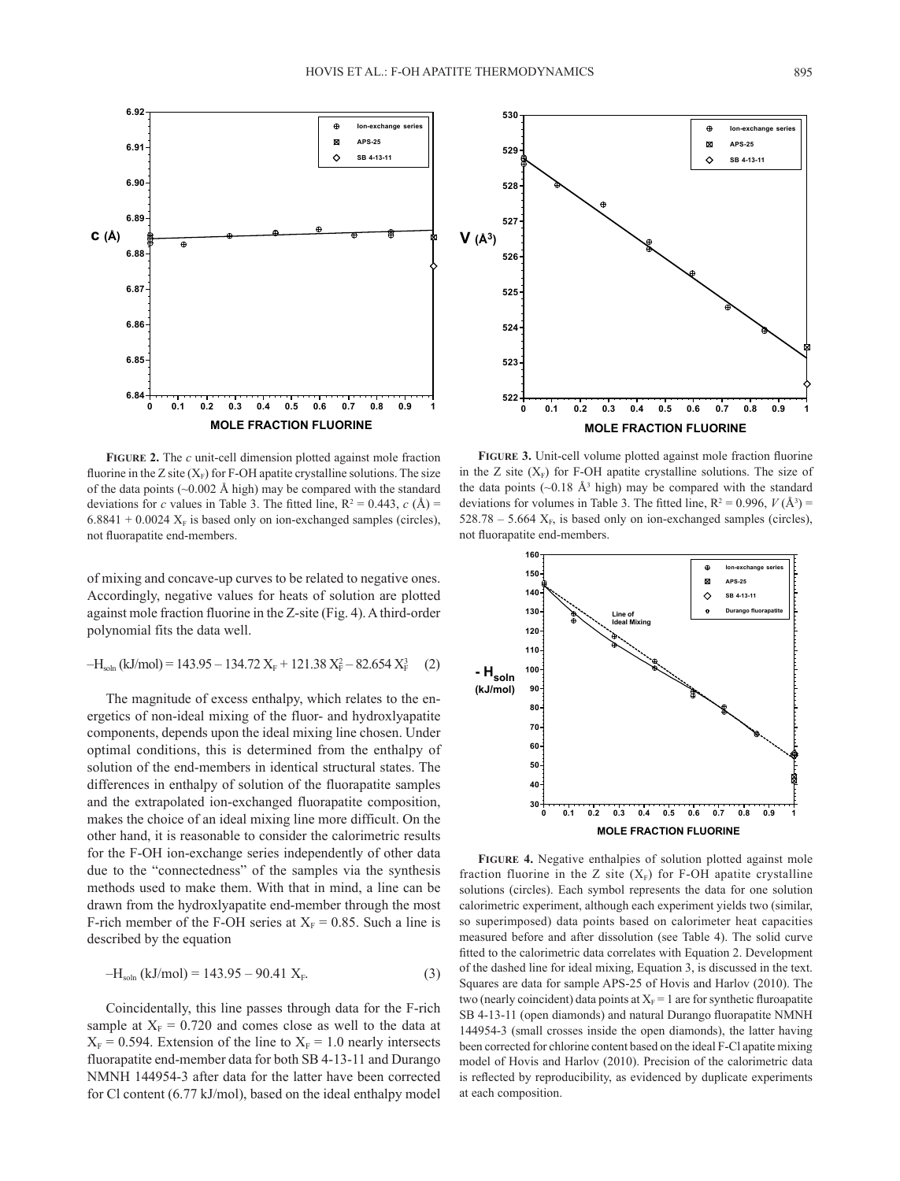**FIGURE 2.** The $c$ unit-cell dimension plotted against mole fraction fluorine in the Z site ($X_F$) for F-OH apatite crystalline solutions. The size of the data points (~0.002 Å high) may be compared with the standard deviations for $c$ values in Table 3. The fitted line, $R^2 = 0.443$, $c$ (Å) = $6.8841 + 0.0024\ X_F$ is based only on ion-exchanged samples (circles), not fluorapatite end-members.

**FIGURE 3.** Unit-cell volume plotted against mole fraction fluorine in the Z site ($X_F$) for F-OH apatite crystalline solutions. The size of the data points (~0.18 Å$^3$ high) may be compared with the standard deviations for volumes in Table 3. The fitted line, $R^2 = 0.996$, $V$ (Å$^3$) = $528.78 - 5.664\ X_F$, is based only on ion-exchanged samples (circles), not fluorapatite end-members.

of mixing and concave-up curves to be related to negative ones. Accordingly, negative values for heats of solution are plotted against mole fraction fluorine in the Z-site (Fig. 4). A third-order polynomial fits the data well.

$$-H_{soln}\ (\text{kJ/mol}) = 143.95 - 134.72\ X_F + 121.38\ X_F^2 - 82.654\ X_F^3 \qquad (2)$$

The magnitude of excess enthalpy, which relates to the energetics of non-ideal mixing of the fluor- and hydroxlyapatite components, depends upon the ideal mixing line chosen. Under optimal conditions, this is determined from the enthalpy of solution of the end-members in identical structural states. The differences in enthalpy of solution of the fluorapatite samples and the extrapolated ion-exchanged fluorapatite composition, makes the choice of an ideal mixing line more difficult. On the other hand, it is reasonable to consider the calorimetric results for the F-OH ion-exchange series independently of other data due to the "connectedness" of the samples via the synthesis methods used to make them. With that in mind, a line can be drawn from the hydroxlyapatite end-member through the most F-rich member of the F-OH series at $X_F = 0.85$. Such a line is described by the equation

$$-H_{soln}\ (\text{kJ/mol}) = 143.95 - 90.41\ X_F. \qquad (3)$$

Coincidentally, this line passes through data for the F-rich sample at $X_F = 0.720$ and comes close as well to the data at $X_F = 0.594$. Extension of the line to $X_F = 1.0$ nearly intersects fluorapatite end-member data for both SB 4-13-11 and Durango NMNH 144954-3 after data for the latter have been corrected for Cl content (6.77 kJ/mol), based on the ideal enthalpy model

**FIGURE 4.** Negative enthalpies of solution plotted against mole fraction fluorine in the Z site ($X_F$) for F-OH apatite crystalline solutions (circles). Each symbol represents the data for one solution calorimetric experiment, although each experiment yields two (similar, so superimposed) data points based on calorimeter heat capacities measured before and after dissolution (see Table 4). The solid curve fitted to the calorimetric data correlates with Equation 2. Development of the dashed line for ideal mixing, Equation 3, is discussed in the text. Squares are data for sample APS-25 of Hovis and Harlov (2010). The two (nearly coincident) data points at $X_F = 1$ are for synthetic fluroapatite SB 4-13-11 (open diamonds) and natural Durango fluorapatite NMNH 144954-3 (small crosses inside the open diamonds), the latter having been corrected for chlorine content based on the ideal F-Cl apatite mixing model of Hovis and Harlov (2010). Precision of the calorimetric data is reflected by reproducibility, as evidenced by duplicate experiments at each composition.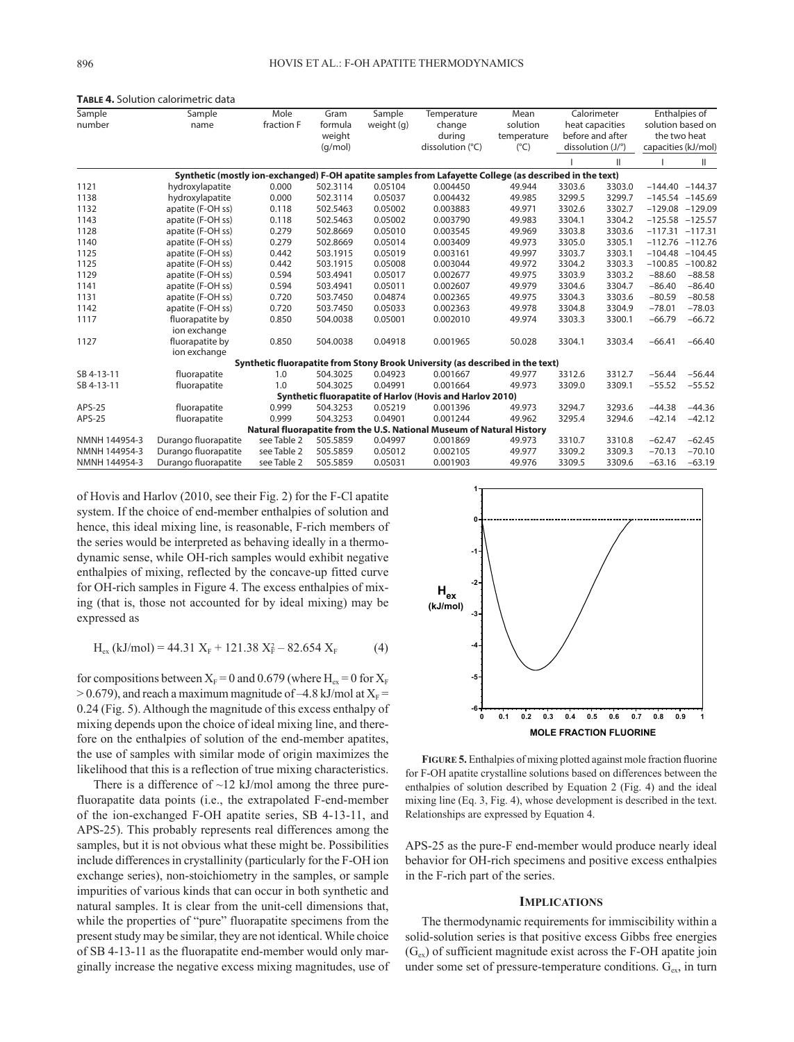**Table 4.** Solution calorimetric data

| Sample number | Sample name | Mole fraction F | Gram formula weight (g/mol) | Sample weight (g) | Temperature change during dissolution (°C) | Mean solution temperature (°C) | Calorimeter heat capacities before and after dissolution (J/°) | | Enthalpies of solution based on the two heat capacities (kJ/mol) | |
|---|---|---|---|---|---|---|---|---|---|---|
| | | | | | | | I | II | I | II |
| **Synthetic (mostly ion-exchanged) F-OH apatite samples from Lafayette College (as described in the text)** | | | | | | | | | | |
| 1121 | hydroxylapatite | 0.000 | 502.3114 | 0.05104 | 0.004450 | 49.944 | 3303.6 | 3303.0 | −144.40 | −144.37 |
| 1138 | hydroxylapatite | 0.000 | 502.3114 | 0.05037 | 0.004432 | 49.985 | 3299.5 | 3299.7 | −145.54 | −145.69 |
| 1132 | apatite (F-OH ss) | 0.118 | 502.5463 | 0.05002 | 0.003883 | 49.971 | 3302.6 | 3302.7 | −129.08 | −129.09 |
| 1143 | apatite (F-OH ss) | 0.118 | 502.5463 | 0.05002 | 0.003790 | 49.983 | 3304.1 | 3304.2 | −125.58 | −125.57 |
| 1128 | apatite (F-OH ss) | 0.279 | 502.8669 | 0.05010 | 0.003545 | 49.969 | 3303.8 | 3303.6 | −117.31 | −117.31 |
| 1140 | apatite (F-OH ss) | 0.279 | 502.8669 | 0.05014 | 0.003409 | 49.973 | 3305.0 | 3305.1 | −112.76 | −112.76 |
| 1125 | apatite (F-OH ss) | 0.442 | 503.1915 | 0.05019 | 0.003161 | 49.997 | 3303.7 | 3303.1 | −104.48 | −104.45 |
| 1125 | apatite (F-OH ss) | 0.442 | 503.1915 | 0.05008 | 0.003044 | 49.972 | 3304.2 | 3303.3 | −100.85 | −100.82 |
| 1129 | apatite (F-OH ss) | 0.594 | 503.4941 | 0.05017 | 0.002677 | 49.975 | 3303.9 | 3303.2 | −88.60 | −88.58 |
| 1141 | apatite (F-OH ss) | 0.594 | 503.4941 | 0.05011 | 0.002607 | 49.979 | 3304.6 | 3304.7 | −86.40 | −86.40 |
| 1131 | apatite (F-OH ss) | 0.720 | 503.7450 | 0.04874 | 0.002365 | 49.975 | 3304.3 | 3303.6 | −80.59 | −80.58 |
| 1142 | apatite (F-OH ss) | 0.720 | 503.7450 | 0.05033 | 0.002363 | 49.978 | 3304.8 | 3304.9 | −78.01 | −78.03 |
| 1117 | fluorapatite by ion exchange | 0.850 | 504.0038 | 0.05001 | 0.002010 | 49.974 | 3303.3 | 3300.1 | −66.79 | −66.72 |
| 1127 | fluorapatite by ion exchange | 0.850 | 504.0038 | 0.04918 | 0.001965 | 50.028 | 3304.1 | 3303.4 | −66.41 | −66.40 |
| **Synthetic fluorapatite from Stony Brook University (as described in the text)** | | | | | | | | | | |
| SB 4-13-11 | fluorapatite | 1.0 | 504.3025 | 0.04923 | 0.001667 | 49.977 | 3312.6 | 3312.7 | −56.44 | −56.44 |
| SB 4-13-11 | fluorapatite | 1.0 | 504.3025 | 0.04991 | 0.001664 | 49.973 | 3309.0 | 3309.1 | −55.52 | −55.52 |
| **Synthetic fluorapatite of Harlov (Hovis and Harlov 2010)** | | | | | | | | | | |
| APS-25 | fluorapatite | 0.999 | 504.3253 | 0.05219 | 0.001396 | 49.973 | 3294.7 | 3293.6 | −44.38 | −44.36 |
| APS-25 | fluorapatite | 0.999 | 504.3253 | 0.04901 | 0.001244 | 49.962 | 3295.4 | 3294.6 | −42.14 | −42.12 |
| **Natural fluorapatite from the U.S. National Museum of Natural History** | | | | | | | | | | |
| NMNH 144954-3 | Durango fluorapatite | see Table 2 | 505.5859 | 0.04997 | 0.001869 | 49.973 | 3310.7 | 3310.8 | −62.47 | −62.45 |
| NMNH 144954-3 | Durango fluorapatite | see Table 2 | 505.5859 | 0.05012 | 0.002105 | 49.977 | 3309.2 | 3309.3 | −70.13 | −70.10 |
| NMNH 144954-3 | Durango fluorapatite | see Table 2 | 505.5859 | 0.05031 | 0.001903 | 49.976 | 3309.5 | 3309.6 | −63.16 | −63.19 |

of Hovis and Harlov (2010, see their Fig. 2) for the F-Cl apatite system. If the choice of end-member enthalpies of solution and hence, this ideal mixing line, is reasonable, F-rich members of the series would be interpreted as behaving ideally in a thermodynamic sense, while OH-rich samples would exhibit negative enthalpies of mixing, reflected by the concave-up fitted curve for OH-rich samples in Figure 4. The excess enthalpies of mixing (that is, those not accounted for by ideal mixing) may be expressed as

$$H_{ex}\ (\text{kJ/mol}) = 44.31\ X_F + 121.38\ X_F^2 - 82.654\ X_F \qquad (4)$$

for compositions between $X_F = 0$ and 0.679 (where $H_{ex} = 0$ for $X_F > 0.679$), and reach a maximum magnitude of –4.8 kJ/mol at $X_F = 0.24$ (Fig. 5). Although the magnitude of this excess enthalpy of mixing depends upon the choice of ideal mixing line, and therefore on the enthalpies of solution of the end-member apatites, the use of samples with similar mode of origin maximizes the likelihood that this is a reflection of true mixing characteristics.

There is a difference of ~12 kJ/mol among the three pure-fluorapatite data points (i.e., the extrapolated F-end-member of the ion-exchanged F-OH apatite series, SB 4-13-11, and APS-25). This probably represents real differences among the samples, but it is not obvious what these might be. Possibilities include differences in crystallinity (particularly for the F-OH ion exchange series), non-stoichiometry in the samples, or sample impurities of various kinds that can occur in both synthetic and natural samples. It is clear from the unit-cell dimensions that, while the properties of "pure" fluorapatite specimens from the present study may be similar, they are not identical. While choice of SB 4-13-11 as the fluorapatite end-member would only marginally increase the negative excess mixing magnitudes, use of APS-25 as the pure-F end-member would produce nearly ideal behavior for OH-rich specimens and positive excess enthalpies in the F-rich part of the series.

**Figure 5.** Enthalpies of mixing plotted against mole fraction fluorine for F-OH apatite crystalline solutions based on differences between the enthalpies of solution described by Equation 2 (Fig. 4) and the ideal mixing line (Eq. 3, Fig. 4), whose development is described in the text. Relationships are expressed by Equation 4.

## Implications

The thermodynamic requirements for immiscibility within a solid-solution series is that positive excess Gibbs free energies ($G_{ex}$) of sufficient magnitude exist across the F-OH apatite join under some set of pressure-temperature conditions. $G_{ex}$, in turn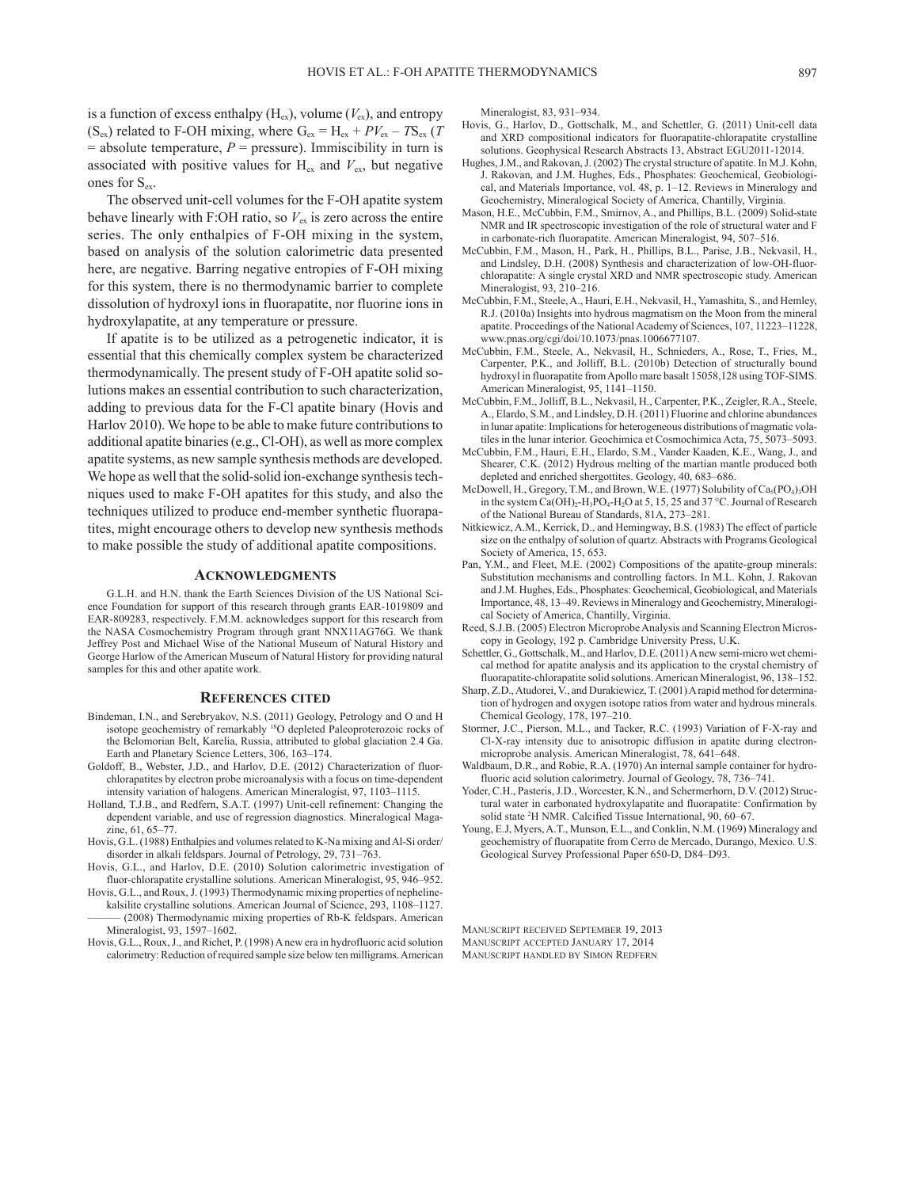is a function of excess enthalpy ($H_{ex}$), volume ($V_{ex}$), and entropy ($S_{ex}$) related to F-OH mixing, where $G_{ex} = H_{ex} + PV_{ex} - TS_{ex}$ ($T$ = absolute temperature, $P$ = pressure). Immiscibility in turn is associated with positive values for $H_{ex}$ and $V_{ex}$, but negative ones for $S_{ex}$.

The observed unit-cell volumes for the F-OH apatite system behave linearly with F:OH ratio, so $V_{ex}$ is zero across the entire series. The only enthalpies of F-OH mixing in the system, based on analysis of the solution calorimetric data presented here, are negative. Barring negative entropies of F-OH mixing for this system, there is no thermodynamic barrier to complete dissolution of hydroxyl ions in fluorapatite, nor fluorine ions in hydroxylapatite, at any temperature or pressure.

If apatite is to be utilized as a petrogenetic indicator, it is essential that this chemically complex system be characterized thermodynamically. The present study of F-OH apatite solid solutions makes an essential contribution to such characterization, adding to previous data for the F-Cl apatite binary (Hovis and Harlov 2010). We hope to be able to make future contributions to additional apatite binaries (e.g., Cl-OH), as well as more complex apatite systems, as new sample synthesis methods are developed. We hope as well that the solid-solid ion-exchange synthesis techniques used to make F-OH apatites for this study, and also the techniques utilized to produce end-member synthetic fluorapatites, might encourage others to develop new synthesis methods to make possible the study of additional apatite compositions.

## Acknowledgments

G.L.H. and H.N. thank the Earth Sciences Division of the US National Science Foundation for support of this research through grants EAR-1019809 and EAR-809283, respectively. F.M.M. acknowledges support for this research from the NASA Cosmochemistry Program through grant NNX11AG76G. We thank Jeffrey Post and Michael Wise of the National Museum of Natural History and George Harlow of the American Museum of Natural History for providing natural samples for this and other apatite work.

## References cited

Bindeman, I.N., and Serebryakov, N.S. (2011) Geology, Petrology and O and H isotope geochemistry of remarkably $^{18}O$ depleted Paleoproterozoic rocks of the Belomorian Belt, Karelia, Russia, attributed to global glaciation 2.4 Ga. Earth and Planetary Science Letters, 306, 163–174.

Goldoff, B., Webster, J.D., and Harlov, D.E. (2012) Characterization of fluor-chlorapatites by electron probe microanalysis with a focus on time-dependent intensity variation of halogens. American Mineralogist, 97, 1103–1115.

Holland, T.J.B., and Redfern, S.A.T. (1997) Unit-cell refinement: Changing the dependent variable, and use of regression diagnostics. Mineralogical Magazine, 61, 65–77.

Hovis, G.L. (1988) Enthalpies and volumes related to K-Na mixing and Al-Si order/disorder in alkali feldspars. Journal of Petrology, 29, 731–763.

Hovis, G.L., and Harlov, D.E. (2010) Solution calorimetric investigation of fluor-chlorapatite crystalline solutions. American Mineralogist, 95, 946–952.

Hovis, G.L., and Roux, J. (1993) Thermodynamic mixing properties of nepheline-kalsilite crystalline solutions. American Journal of Science, 293, 1108–1127.

——— (2008) Thermodynamic mixing properties of Rb-K feldspars. American Mineralogist, 93, 1597–1602.

Hovis, G.L., Roux, J., and Richet, P. (1998) A new era in hydrofluoric acid solution calorimetry: Reduction of required sample size below ten milligrams. American Mineralogist, 83, 931–934.

Hovis, G., Harlov, D., Gottschalk, M., and Schettler, G. (2011) Unit-cell data and XRD compositional indicators for fluorapatite-chlorapatite crystalline solutions. Geophysical Research Abstracts 13, Abstract EGU2011-12014.

Hughes, J.M., and Rakovan, J. (2002) The crystal structure of apatite. In M.J. Kohn, J. Rakovan, and J.M. Hughes, Eds., Phosphates: Geochemical, Geobiological, and Materials Importance, vol. 48, p. 1–12. Reviews in Mineralogy and Geochemistry, Mineralogical Society of America, Chantilly, Virginia.

Mason, H.E., McCubbin, F.M., Smirnov, A., and Phillips, B.L. (2009) Solid-state NMR and IR spectroscopic investigation of the role of structural water and F in carbonate-rich fluorapatite. American Mineralogist, 94, 507–516.

McCubbin, F.M., Mason, H., Park, H., Phillips, B.L., Parise, J.B., Nekvasil, H., and Lindsley, D.H. (2008) Synthesis and characterization of low-OH-fluor-chlorapatite: A single crystal XRD and NMR spectroscopic study. American Mineralogist, 93, 210–216.

McCubbin, F.M., Steele, A., Hauri, E.H., Nekvasil, H., Yamashita, S., and Hemley, R.J. (2010a) Insights into hydrous magmatism on the Moon from the mineral apatite. Proceedings of the National Academy of Sciences, 107, 11223–11228, www.pnas.org/cgi/doi/10.1073/pnas.1006677107.

McCubbin, F.M., Steele, A., Nekvasil, H., Schnieders, A., Rose, T., Fries, M., Carpenter, P.K., and Jolliff, B.L. (2010b) Detection of structurally bound hydroxyl in fluorapatite from Apollo mare basalt 15058,128 using TOF-SIMS. American Mineralogist, 95, 1141–1150.

McCubbin, F.M., Jolliff, B.L., Nekvasil, H., Carpenter, P.K., Zeigler, R.A., Steele, A., Elardo, S.M., and Lindsley, D.H. (2011) Fluorine and chlorine abundances in lunar apatite: Implications for heterogeneous distributions of magmatic volatiles in the lunar interior. Geochimica et Cosmochimica Acta, 75, 5073–5093.

McCubbin, F.M., Hauri, E.H., Elardo, S.M., Vander Kaaden, K.E., Wang, J., and Shearer, C.K. (2012) Hydrous melting of the martian mantle produced both depleted and enriched shergottites. Geology, 40, 683–686.

McDowell, H., Gregory, T.M., and Brown, W.E. (1977) Solubility of $Ca_5(PO_4)_3OH$ in the system $Ca(OH)_2$-$H_3PO_4$-$H_2O$ at 5, 15, 25 and 37 °C. Journal of Research of the National Bureau of Standards, 81A, 273–281.

Nitkiewicz, A.M., Kerrick, D., and Hemingway, B.S. (1983) The effect of particle size on the enthalpy of solution of quartz. Abstracts with Programs Geological Society of America, 15, 653.

Pan, Y.M., and Fleet, M.E. (2002) Compositions of the apatite-group minerals: Substitution mechanisms and controlling factors. In M.L. Kohn, J. Rakovan and J.M. Hughes, Eds., Phosphates: Geochemical, Geobiological, and Materials Importance, 48, 13–49. Reviews in Mineralogy and Geochemistry, Mineralogical Society of America, Chantilly, Virginia.

Reed, S.J.B. (2005) Electron Microprobe Analysis and Scanning Electron Microscopy in Geology, 192 p. Cambridge University Press, U.K.

Schettler, G., Gottschalk, M., and Harlov, D.E. (2011) A new semi-micro wet chemical method for apatite analysis and its application to the crystal chemistry of fluorapatite-chlorapatite solid solutions. American Mineralogist, 96, 138–152.

Sharp, Z.D., Atudorei, V., and Durakiewicz, T. (2001) A rapid method for determination of hydrogen and oxygen isotope ratios from water and hydrous minerals. Chemical Geology, 178, 197–210.

Stormer, J.C., Pierson, M.L., and Tacker, R.C. (1993) Variation of F-X-ray and Cl-X-ray intensity due to anisotropic diffusion in apatite during electron-microprobe analysis. American Mineralogist, 78, 641–648.

Waldbaum, D.R., and Robie, R.A. (1970) An internal sample container for hydrofluoric acid solution calorimetry. Journal of Geology, 78, 736–741.

Yoder, C.H., Pasteris, J.D., Worcester, K.N., and Schermerhorn, D.V. (2012) Structural water in carbonated hydroxylapatite and fluorapatite: Confirmation by solid state $^2H$ NMR. Calcified Tissue International, 90, 60–67.

Young, E.J, Myers, A.T., Munson, E.L., and Conklin, N.M. (1969) Mineralogy and geochemistry of fluorapatite from Cerro de Mercado, Durango, Mexico. U.S. Geological Survey Professional Paper 650-D, D84–D93.

Manuscript received September 19, 2013
Manuscript accepted January 17, 2014
Manuscript handled by Simon Redfern